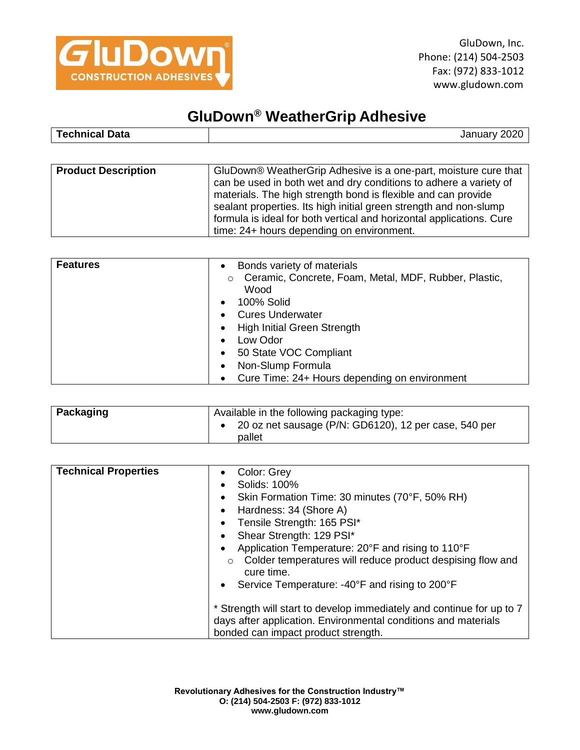GluDown, Inc.
Phone: (214) 504-2503
Fax: (972) 833-1012
www.gludown.com

# GluDown® WeatherGrip Adhesive

| Technical Data | January 2020 |
|---|---|

| | |
|---|---|
| **Product Description** | GluDown® WeatherGrip Adhesive is a one-part, moisture cure that can be used in both wet and dry conditions to adhere a variety of materials. The high strength bond is flexible and can provide sealant properties. Its high initial green strength and non-slump formula is ideal for both vertical and horizontal applications. Cure time: 24+ hours depending on environment. |

| | |
|---|---|
| **Features** | • Bonds variety of materials<br>  ○ Ceramic, Concrete, Foam, Metal, MDF, Rubber, Plastic, Wood<br>• 100% Solid<br>• Cures Underwater<br>• High Initial Green Strength<br>• Low Odor<br>• 50 State VOC Compliant<br>• Non-Slump Formula<br>• Cure Time: 24+ Hours depending on environment |

| | |
|---|---|
| **Packaging** | Available in the following packaging type:<br>• 20 oz net sausage (P/N: GD6120), 12 per case, 540 per pallet |

| | |
|---|---|
| **Technical Properties** | • Color: Grey<br>• Solids: 100%<br>• Skin Formation Time: 30 minutes (70°F, 50% RH)<br>• Hardness: 34 (Shore A)<br>• Tensile Strength: 165 PSI*<br>• Shear Strength: 129 PSI*<br>• Application Temperature: 20°F and rising to 110°F<br>  ○ Colder temperatures will reduce product despising flow and cure time.<br>• Service Temperature: -40°F and rising to 200°F<br><br>* Strength will start to develop immediately and continue for up to 7 days after application. Environmental conditions and materials bonded can impact product strength. |

**Revolutionary Adhesives for the Construction Industry™**
**O: (214) 504-2503 F: (972) 833-1012**
**www.gludown.com**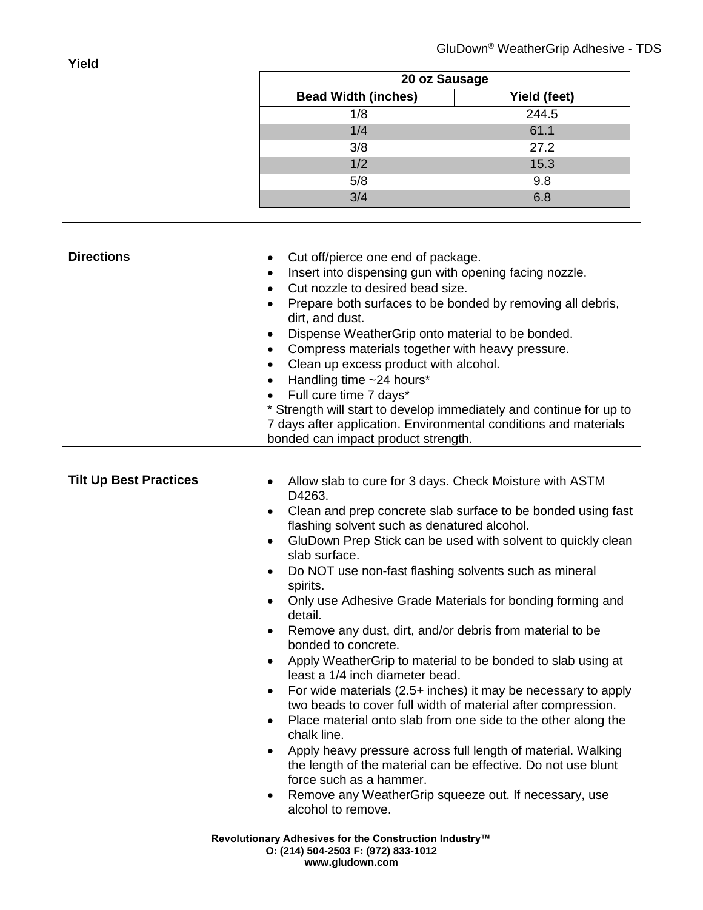**Yield**

| 20 oz Sausage | |
|---|---|
| **Bead Width (inches)** | **Yield (feet)** |
| 1/8 | 244.5 |
| 1/4 | 61.1 |
| 3/8 | 27.2 |
| 1/2 | 15.3 |
| 5/8 | 9.8 |
| 3/4 | 6.8 |

**Directions**

- Cut off/pierce one end of package.
- Insert into dispensing gun with opening facing nozzle.
- Cut nozzle to desired bead size.
- Prepare both surfaces to be bonded by removing all debris, dirt, and dust.
- Dispense WeatherGrip onto material to be bonded.
- Compress materials together with heavy pressure.
- Clean up excess product with alcohol.
- Handling time ~24 hours*
- Full cure time 7 days*

* Strength will start to develop immediately and continue for up to 7 days after application. Environmental conditions and materials bonded can impact product strength.

**Tilt Up Best Practices**

- Allow slab to cure for 3 days. Check Moisture with ASTM D4263.
- Clean and prep concrete slab surface to be bonded using fast flashing solvent such as denatured alcohol.
- GluDown Prep Stick can be used with solvent to quickly clean slab surface.
- Do NOT use non-fast flashing solvents such as mineral spirits.
- Only use Adhesive Grade Materials for bonding forming and detail.
- Remove any dust, dirt, and/or debris from material to be bonded to concrete.
- Apply WeatherGrip to material to be bonded to slab using at least a 1/4 inch diameter bead.
- For wide materials (2.5+ inches) it may be necessary to apply two beads to cover full width of material after compression.
- Place material onto slab from one side to the other along the chalk line.
- Apply heavy pressure across full length of material. Walking the length of the material can be effective. Do not use blunt force such as a hammer.
- Remove any WeatherGrip squeeze out. If necessary, use alcohol to remove.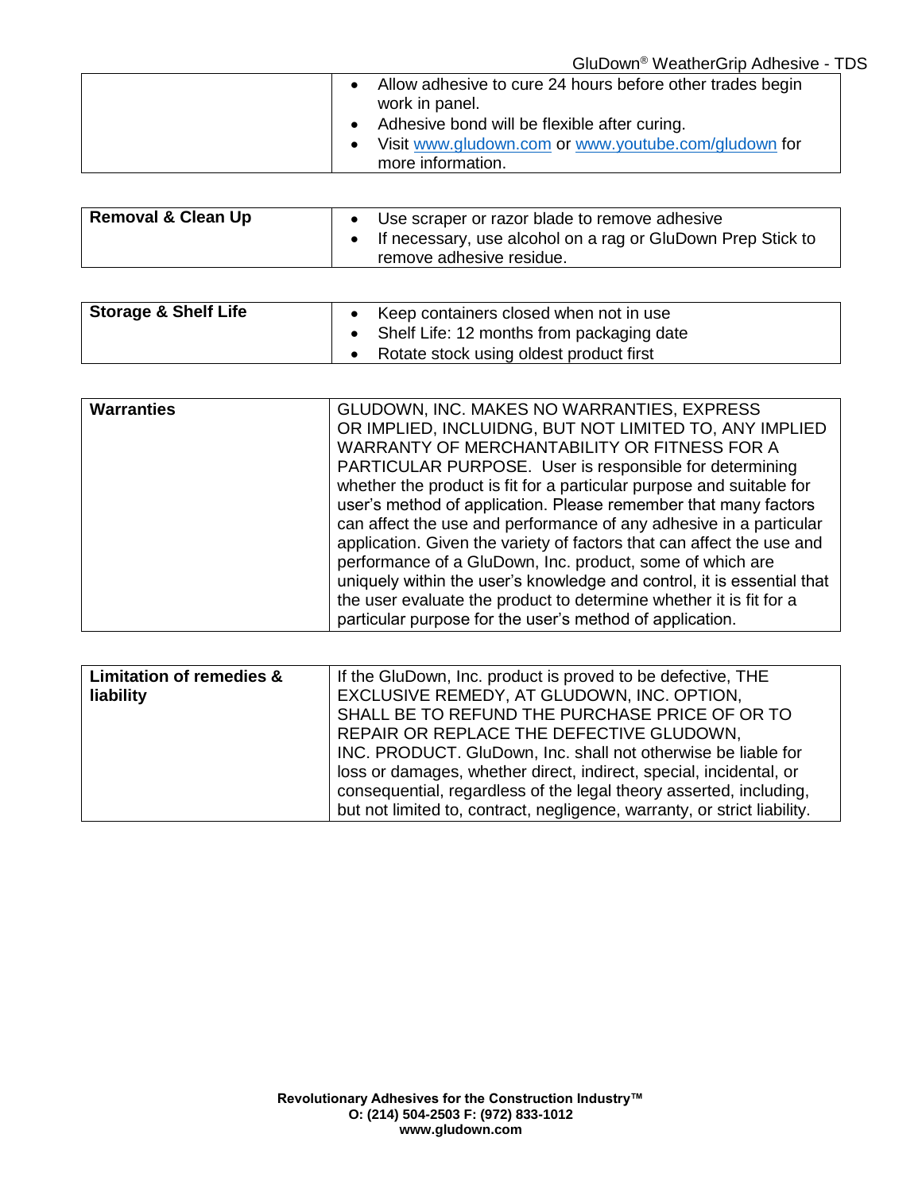| | |
|---|---|
| | • Allow adhesive to cure 24 hours before other trades begin work in panel.<br>• Adhesive bond will be flexible after curing.<br>• Visit www.gludown.com or www.youtube.com/gludown for more information. |

| | |
|---|---|
| **Removal & Clean Up** | • Use scraper or razor blade to remove adhesive<br>• If necessary, use alcohol on a rag or GluDown Prep Stick to remove adhesive residue. |

| | |
|---|---|
| **Storage & Shelf Life** | • Keep containers closed when not in use<br>• Shelf Life: 12 months from packaging date<br>• Rotate stock using oldest product first |

| | |
|---|---|
| **Warranties** | GLUDOWN, INC. MAKES NO WARRANTIES, EXPRESS OR IMPLIED, INCLUIDNG, BUT NOT LIMITED TO, ANY IMPLIED WARRANTY OF MERCHANTABILITY OR FITNESS FOR A PARTICULAR PURPOSE. User is responsible for determining whether the product is fit for a particular purpose and suitable for user's method of application. Please remember that many factors can affect the use and performance of any adhesive in a particular application. Given the variety of factors that can affect the use and performance of a GluDown, Inc. product, some of which are uniquely within the user's knowledge and control, it is essential that the user evaluate the product to determine whether it is fit for a particular purpose for the user's method of application. |

| | |
|---|---|
| **Limitation of remedies & liability** | If the GluDown, Inc. product is proved to be defective, THE EXCLUSIVE REMEDY, AT GLUDOWN, INC. OPTION, SHALL BE TO REFUND THE PURCHASE PRICE OF OR TO REPAIR OR REPLACE THE DEFECTIVE GLUDOWN, INC. PRODUCT. GluDown, Inc. shall not otherwise be liable for loss or damages, whether direct, indirect, special, incidental, or consequential, regardless of the legal theory asserted, including, but not limited to, contract, negligence, warranty, or strict liability. |

**Revolutionary Adhesives for the Construction Industry™**
**O: (214) 504-2503 F: (972) 833-1012**
**www.gludown.com**